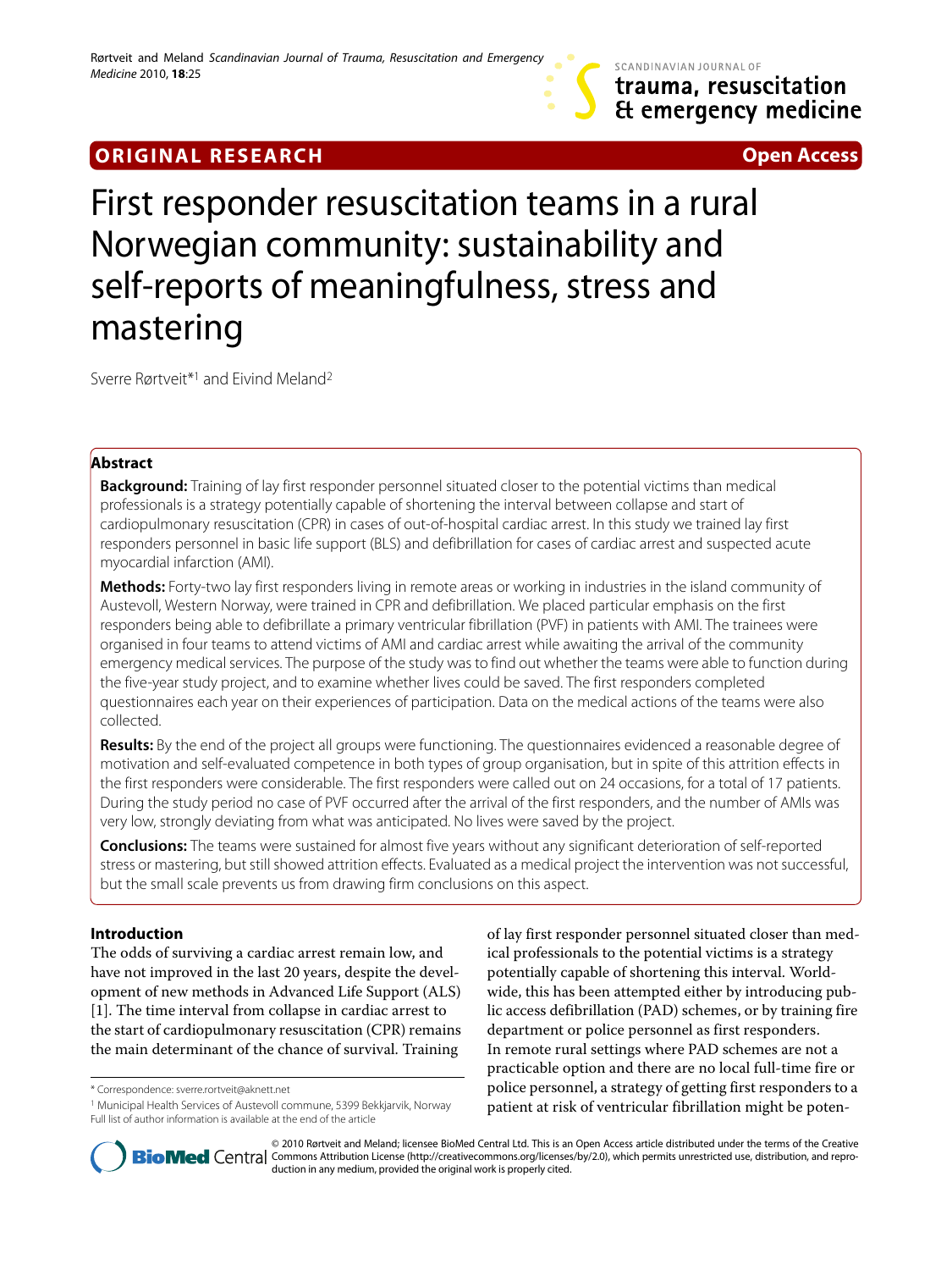ORIGINAL RESEARCH

Open Access

# First responder resuscitation teams in a rural Norwegian community: sustainability and self-reports of meaningfulness, stress and mastering

Sverre Rørtveit*[1] and Eivind Meland[2]

## Abstract

**Background:** Training of lay first responder personnel situated closer to the potential victims than medical professionals is a strategy potentially capable of shortening the interval between collapse and start of cardiopulmonary resuscitation (CPR) in cases of out-of-hospital cardiac arrest. In this study we trained lay first responders personnel in basic life support (BLS) and defibrillation for cases of cardiac arrest and suspected acute myocardial infarction (AMI).

**Methods:** Forty-two lay first responders living in remote areas or working in industries in the island community of Austevoll, Western Norway, were trained in CPR and defibrillation. We placed particular emphasis on the first responders being able to defibrillate a primary ventricular fibrillation (PVF) in patients with AMI. The trainees were organised in four teams to attend victims of AMI and cardiac arrest while awaiting the arrival of the community emergency medical services. The purpose of the study was to find out whether the teams were able to function during the five-year study project, and to examine whether lives could be saved. The first responders completed questionnaires each year on their experiences of participation. Data on the medical actions of the teams were also collected.

**Results:** By the end of the project all groups were functioning. The questionnaires evidenced a reasonable degree of motivation and self-evaluated competence in both types of group organisation, but in spite of this attrition effects in the first responders were considerable. The first responders were called out on 24 occasions, for a total of 17 patients. During the study period no case of PVF occurred after the arrival of the first responders, and the number of AMIs was very low, strongly deviating from what was anticipated. No lives were saved by the project.

**Conclusions:** The teams were sustained for almost five years without any significant deterioration of self-reported stress or mastering, but still showed attrition effects. Evaluated as a medical project the intervention was not successful, but the small scale prevents us from drawing firm conclusions on this aspect.

## Introduction

The odds of surviving a cardiac arrest remain low, and have not improved in the last 20 years, despite the development of new methods in Advanced Life Support (ALS) [1]. The time interval from collapse in cardiac arrest to the start of cardiopulmonary resuscitation (CPR) remains the main determinant of the chance of survival. Training of lay first responder personnel situated closer than medical professionals to the potential victims is a strategy potentially capable of shortening this interval. Worldwide, this has been attempted either by introducing public access defibrillation (PAD) schemes, or by training fire department or police personnel as first responders.

In remote rural settings where PAD schemes are not a practicable option and there are no local full-time fire or police personnel, a strategy of getting first responders to a patient at risk of ventricular fibrillation might be poten-

\* Correspondence: sverre.rortveit@aknett.net

[1] Municipal Health Services of Austevoll commune, 5399 Bekkjarvik, Norway

Full list of author information is available at the end of the article

© 2010 Rørtveit and Meland; licensee BioMed Central Ltd. This is an Open Access article distributed under the terms of the Creative Commons Attribution License (http://creativecommons.org/licenses/by/2.0), which permits unrestricted use, distribution, and reproduction in any medium, provided the original work is properly cited.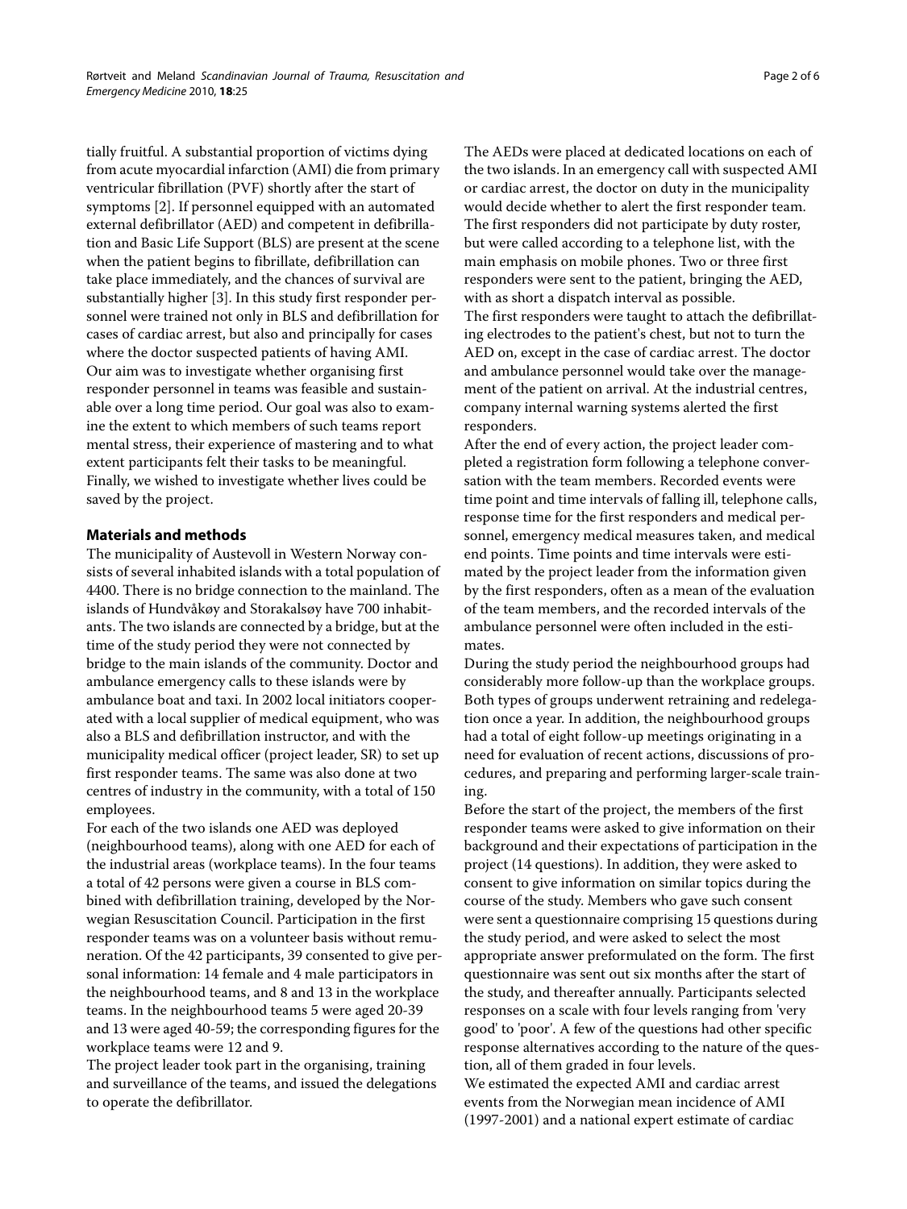tially fruitful. A substantial proportion of victims dying from acute myocardial infarction (AMI) die from primary ventricular fibrillation (PVF) shortly after the start of symptoms [2]. If personnel equipped with an automated external defibrillator (AED) and competent in defibrillation and Basic Life Support (BLS) are present at the scene when the patient begins to fibrillate, defibrillation can take place immediately, and the chances of survival are substantially higher [3]. In this study first responder personnel were trained not only in BLS and defibrillation for cases of cardiac arrest, but also and principally for cases where the doctor suspected patients of having AMI.

Our aim was to investigate whether organising first responder personnel in teams was feasible and sustainable over a long time period. Our goal was also to examine the extent to which members of such teams report mental stress, their experience of mastering and to what extent participants felt their tasks to be meaningful. Finally, we wished to investigate whether lives could be saved by the project.

## Materials and methods

The municipality of Austevoll in Western Norway consists of several inhabited islands with a total population of 4400. There is no bridge connection to the mainland. The islands of Hundvåkøy and Storakalsøy have 700 inhabitants. The two islands are connected by a bridge, but at the time of the study period they were not connected by bridge to the main islands of the community. Doctor and ambulance emergency calls to these islands were by ambulance boat and taxi. In 2002 local initiators cooperated with a local supplier of medical equipment, who was also a BLS and defibrillation instructor, and with the municipality medical officer (project leader, SR) to set up first responder teams. The same was also done at two centres of industry in the community, with a total of 150 employees.

For each of the two islands one AED was deployed (neighbourhood teams), along with one AED for each of the industrial areas (workplace teams). In the four teams a total of 42 persons were given a course in BLS combined with defibrillation training, developed by the Norwegian Resuscitation Council. Participation in the first responder teams was on a volunteer basis without remuneration. Of the 42 participants, 39 consented to give personal information: 14 female and 4 male participators in the neighbourhood teams, and 8 and 13 in the workplace teams. In the neighbourhood teams 5 were aged 20-39 and 13 were aged 40-59; the corresponding figures for the workplace teams were 12 and 9.

The project leader took part in the organising, training and surveillance of the teams, and issued the delegations to operate the defibrillator.

The AEDs were placed at dedicated locations on each of the two islands. In an emergency call with suspected AMI or cardiac arrest, the doctor on duty in the municipality would decide whether to alert the first responder team. The first responders did not participate by duty roster, but were called according to a telephone list, with the main emphasis on mobile phones. Two or three first responders were sent to the patient, bringing the AED, with as short a dispatch interval as possible.

The first responders were taught to attach the defibrillating electrodes to the patient's chest, but not to turn the AED on, except in the case of cardiac arrest. The doctor and ambulance personnel would take over the management of the patient on arrival. At the industrial centres, company internal warning systems alerted the first responders.

After the end of every action, the project leader completed a registration form following a telephone conversation with the team members. Recorded events were time point and time intervals of falling ill, telephone calls, response time for the first responders and medical personnel, emergency medical measures taken, and medical end points. Time points and time intervals were estimated by the project leader from the information given by the first responders, often as a mean of the evaluation of the team members, and the recorded intervals of the ambulance personnel were often included in the estimates.

During the study period the neighbourhood groups had considerably more follow-up than the workplace groups. Both types of groups underwent retraining and redelegation once a year. In addition, the neighbourhood groups had a total of eight follow-up meetings originating in a need for evaluation of recent actions, discussions of procedures, and preparing and performing larger-scale training.

Before the start of the project, the members of the first responder teams were asked to give information on their background and their expectations of participation in the project (14 questions). In addition, they were asked to consent to give information on similar topics during the course of the study. Members who gave such consent were sent a questionnaire comprising 15 questions during the study period, and were asked to select the most appropriate answer preformulated on the form. The first questionnaire was sent out six months after the start of the study, and thereafter annually. Participants selected responses on a scale with four levels ranging from 'very good' to 'poor'. A few of the questions had other specific response alternatives according to the nature of the question, all of them graded in four levels.

We estimated the expected AMI and cardiac arrest events from the Norwegian mean incidence of AMI (1997-2001) and a national expert estimate of cardiac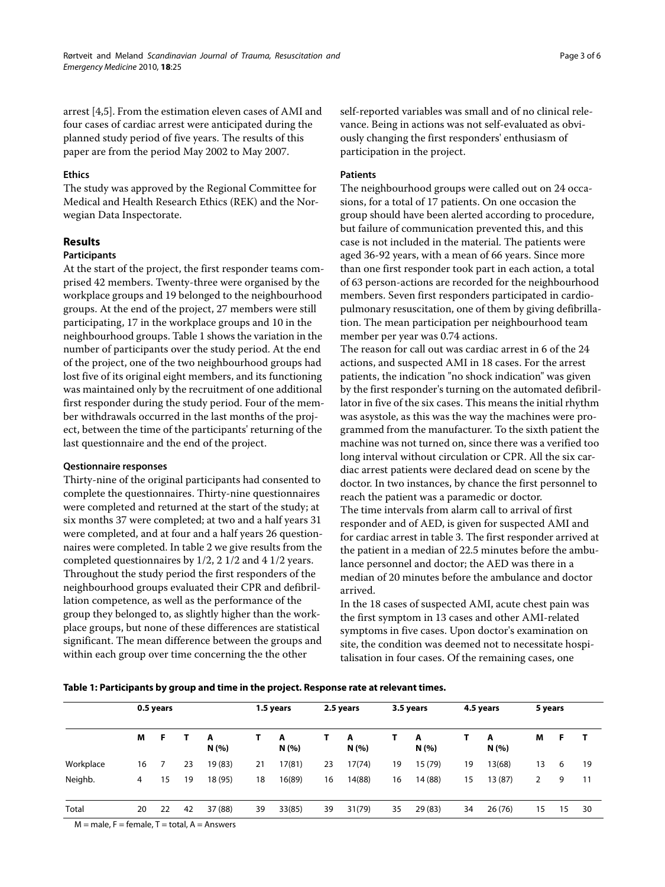arrest [4,5]. From the estimation eleven cases of AMI and four cases of cardiac arrest were anticipated during the planned study period of five years. The results of this paper are from the period May 2002 to May 2007.

### Ethics

The study was approved by the Regional Committee for Medical and Health Research Ethics (REK) and the Norwegian Data Inspectorate.

## Results

### Participants

At the start of the project, the first responder teams comprised 42 members. Twenty-three were organised by the workplace groups and 19 belonged to the neighbourhood groups. At the end of the project, 27 members were still participating, 17 in the workplace groups and 10 in the neighbourhood groups. Table 1 shows the variation in the number of participants over the study period. At the end of the project, one of the two neighbourhood groups had lost five of its original eight members, and its functioning was maintained only by the recruitment of one additional first responder during the study period. Four of the member withdrawals occurred in the last months of the project, between the time of the participants' returning of the last questionnaire and the end of the project.

### Qestionnaire responses

Thirty-nine of the original participants had consented to complete the questionnaires. Thirty-nine questionnaires were completed and returned at the start of the study; at six months 37 were completed; at two and a half years 31 were completed, and at four and a half years 26 questionnaires were completed. In table 2 we give results from the completed questionnaires by 1/2, 2 1/2 and 4 1/2 years. Throughout the study period the first responders of the neighbourhood groups evaluated their CPR and defibrillation competence, as well as the performance of the group they belonged to, as slightly higher than the workplace groups, but none of these differences are statistical significant. The mean difference between the groups and within each group over time concerning the the other self-reported variables was small and of no clinical relevance. Being in actions was not self-evaluated as obviously changing the first responders' enthusiasm of participation in the project.

### Patients

The neighbourhood groups were called out on 24 occasions, for a total of 17 patients. On one occasion the group should have been alerted according to procedure, but failure of communication prevented this, and this case is not included in the material. The patients were aged 36-92 years, with a mean of 66 years. Since more than one first responder took part in each action, a total of 63 person-actions are recorded for the neighbourhood members. Seven first responders participated in cardiopulmonary resuscitation, one of them by giving defibrillation. The mean participation per neighbourhood team member per year was 0.74 actions.

The reason for call out was cardiac arrest in 6 of the 24 actions, and suspected AMI in 18 cases. For the arrest patients, the indication "no shock indication" was given by the first responder's turning on the automated defibrillator in five of the six cases. This means the initial rhythm was asystole, as this was the way the machines were programmed from the manufacturer. To the sixth patient the machine was not turned on, since there was a verified too long interval without circulation or CPR. All the six cardiac arrest patients were declared dead on scene by the doctor. In two instances, by chance the first personnel to reach the patient was a paramedic or doctor.

The time intervals from alarm call to arrival of first responder and of AED, is given for suspected AMI and for cardiac arrest in table 3. The first responder arrived at the patient in a median of 22.5 minutes before the ambulance personnel and doctor; the AED was there in a median of 20 minutes before the ambulance and doctor arrived.

In the 18 cases of suspected AMI, acute chest pain was the first symptom in 13 cases and other AMI-related symptoms in five cases. Upon doctor's examination on site, the condition was deemed not to necessitate hospitalisation in four cases. Of the remaining cases, one

**Table 1: Participants by group and time in the project. Response rate at relevant times.**

| | 0.5 years | | | | 1.5 years | | 2.5 years | | 3.5 years | | 4.5 years | | 5 years | | |
|---|---|---|---|---|---|---|---|---|---|---|---|---|---|---|---|
| | M | F | T | A N (%) | T | A N (%) | T | A N (%) | T | A N (%) | T | A N (%) | M | F | T |
| Workplace | 16 | 7 | 23 | 19 (83) | 21 | 17(81) | 23 | 17(74) | 19 | 15 (79) | 19 | 13(68) | 13 | 6 | 19 |
| Neighb. | 4 | 15 | 19 | 18 (95) | 18 | 16(89) | 16 | 14(88) | 16 | 14 (88) | 15 | 13 (87) | 2 | 9 | 11 |
| Total | 20 | 22 | 42 | 37 (88) | 39 | 33(85) | 39 | 31(79) | 35 | 29 (83) | 34 | 26 (76) | 15 | 15 | 30 |

M = male, F = female, T = total, A = Answers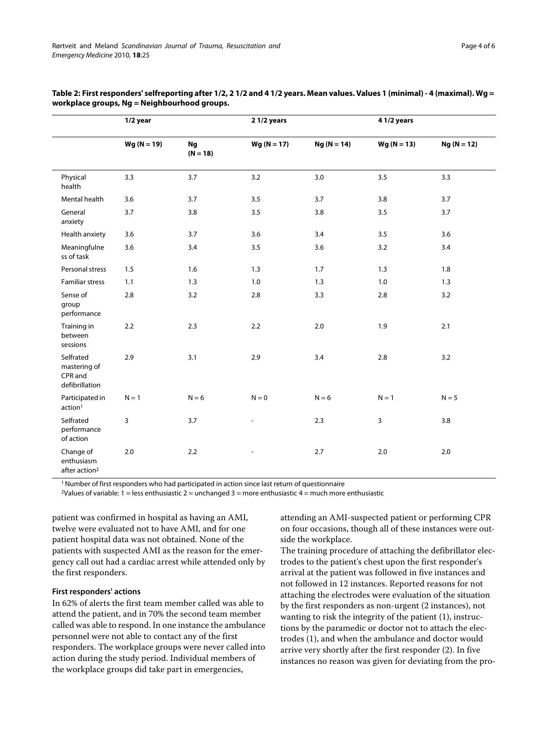**Table 2: First responders' selfreporting after 1/2, 2 1/2 and 4 1/2 years. Mean values. Values 1 (minimal) - 4 (maximal). Wg = workplace groups, Ng = Neighbourhood groups.**

| | 1/2 year | | 2 1/2 years | | 4 1/2 years | |
|---|---|---|---|---|---|---|
| | Wg (N = 19) | Ng (N = 18) | Wg (N = 17) | Ng (N = 14) | Wg (N = 13) | Ng (N = 12) |
| Physical health | 3.3 | 3.7 | 3.2 | 3.0 | 3.5 | 3.3 |
| Mental health | 3.6 | 3.7 | 3.5 | 3.7 | 3.8 | 3.7 |
| General anxiety | 3.7 | 3.8 | 3.5 | 3.8 | 3.5 | 3.7 |
| Health anxiety | 3.6 | 3.7 | 3.6 | 3.4 | 3.5 | 3.6 |
| Meaningfulness of task | 3.6 | 3.4 | 3.5 | 3.6 | 3.2 | 3.4 |
| Personal stress | 1.5 | 1.6 | 1.3 | 1.7 | 1.3 | 1.8 |
| Familiar stress | 1.1 | 1.3 | 1.0 | 1.3 | 1.0 | 1.3 |
| Sense of group performance | 2.8 | 3.2 | 2.8 | 3.3 | 2.8 | 3.2 |
| Training in between sessions | 2.2 | 2.3 | 2.2 | 2.0 | 1.9 | 2.1 |
| Selfrated mastering of CPR and defibrillation | 2.9 | 3.1 | 2.9 | 3.4 | 2.8 | 3.2 |
| Participated in action[1] | N = 1 | N = 6 | N = 0 | N = 6 | N = 1 | N = 5 |
| Selfrated performance of action | 3 | 3.7 | - | 2.3 | 3 | 3.8 |
| Change of enthusiasm after action[2] | 2.0 | 2.2 | - | 2.7 | 2.0 | 2.0 |

[1] Number of first responders who had participated in action since last return of questionnaire

[2] Values of variable: 1 = less enthusiastic 2 = unchanged 3 = more enthusiastic 4 = much more enthusiastic

patient was confirmed in hospital as having an AMI, twelve were evaluated not to have AMI, and for one patient hospital data was not obtained. None of the patients with suspected AMI as the reason for the emergency call out had a cardiac arrest while attended only by the first responders.

### First responders' actions

In 62% of alerts the first team member called was able to attend the patient, and in 70% the second team member called was able to respond. In one instance the ambulance personnel were not able to contact any of the first responders. The workplace groups were never called into action during the study period. Individual members of the workplace groups did take part in emergencies, attending an AMI-suspected patient or performing CPR on four occasions, though all of these instances were outside the workplace.

The training procedure of attaching the defibrillator electrodes to the patient's chest upon the first responder's arrival at the patient was followed in five instances and not followed in 12 instances. Reported reasons for not attaching the electrodes were evaluation of the situation by the first responders as non-urgent (2 instances), not wanting to risk the integrity of the patient (1), instructions by the paramedic or doctor not to attach the electrodes (1), and when the ambulance and doctor would arrive very shortly after the first responder (2). In five instances no reason was given for deviating from the pro-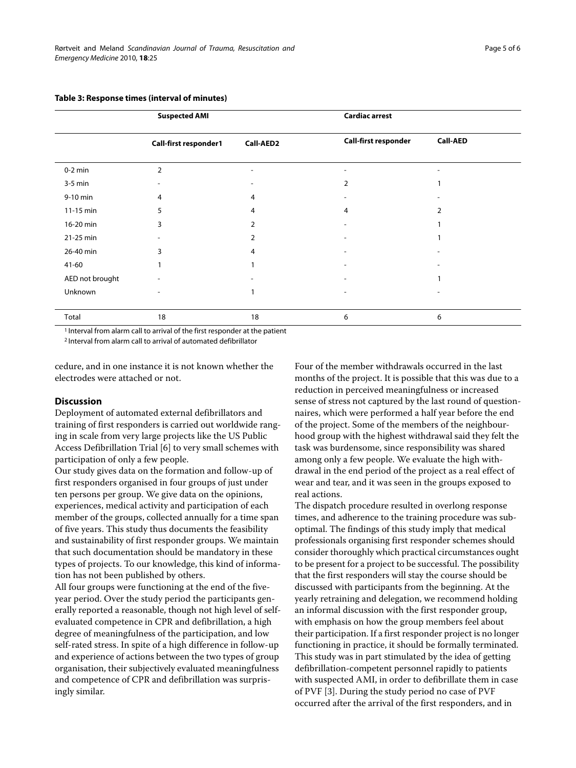**Table 3: Response times (interval of minutes)**

| | Suspected AMI | | Cardiac arrest | |
|---|---|---|---|---|
| | Call-first responder1 | Call-AED2 | Call-first responder | Call-AED |
| 0-2 min | 2 | - | - | - |
| 3-5 min | - | - | 2 | 1 |
| 9-10 min | 4 | 4 | - | - |
| 11-15 min | 5 | 4 | 4 | 2 |
| 16-20 min | 3 | 2 | - | 1 |
| 21-25 min | - | 2 | - | 1 |
| 26-40 min | 3 | 4 | - | - |
| 41-60 | 1 | 1 | - | - |
| AED not brought | - | - | - | 1 |
| Unknown | - | 1 | - | - |
| Total | 18 | 18 | 6 | 6 |

1 Interval from alarm call to arrival of the first responder at the patient

2 Interval from alarm call to arrival of automated defibrillator

cedure, and in one instance it is not known whether the electrodes were attached or not.

## Discussion

Deployment of automated external defibrillators and training of first responders is carried out worldwide ranging in scale from very large projects like the US Public Access Defibrillation Trial [6] to very small schemes with participation of only a few people.

Our study gives data on the formation and follow-up of first responders organised in four groups of just under ten persons per group. We give data on the opinions, experiences, medical activity and participation of each member of the groups, collected annually for a time span of five years. This study thus documents the feasibility and sustainability of first responder groups. We maintain that such documentation should be mandatory in these types of projects. To our knowledge, this kind of information has not been published by others.

All four groups were functioning at the end of the five-year period. Over the study period the participants generally reported a reasonable, though not high level of self-evaluated competence in CPR and defibrillation, a high degree of meaningfulness of the participation, and low self-rated stress. In spite of a high difference in follow-up and experience of actions between the two types of group organisation, their subjectively evaluated meaningfulness and competence of CPR and defibrillation was surprisingly similar.

Four of the member withdrawals occurred in the last months of the project. It is possible that this was due to a reduction in perceived meaningfulness or increased sense of stress not captured by the last round of questionnaires, which were performed a half year before the end of the project. Some of the members of the neighbourhood group with the highest withdrawal said they felt the task was burdensome, since responsibility was shared among only a few people. We evaluate the high withdrawal in the end period of the project as a real effect of wear and tear, and it was seen in the groups exposed to real actions.

The dispatch procedure resulted in overlong response times, and adherence to the training procedure was suboptimal. The findings of this study imply that medical professionals organising first responder schemes should consider thoroughly which practical circumstances ought to be present for a project to be successful. The possibility that the first responders will stay the course should be discussed with participants from the beginning. At the yearly retraining and delegation, we recommend holding an informal discussion with the first responder group, with emphasis on how the group members feel about their participation. If a first responder project is no longer functioning in practice, it should be formally terminated. This study was in part stimulated by the idea of getting defibrillation-competent personnel rapidly to patients with suspected AMI, in order to defibrillate them in case of PVF [3]. During the study period no case of PVF occurred after the arrival of the first responders, and in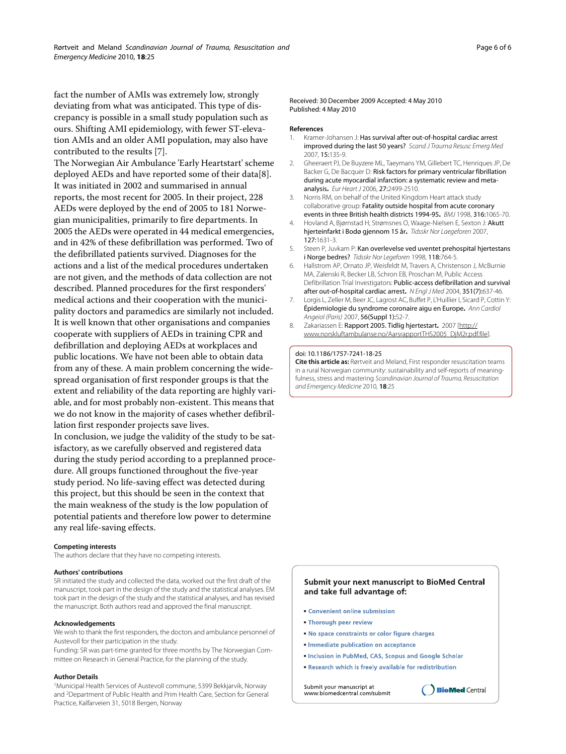fact the number of AMIs was extremely low, strongly deviating from what was anticipated. This type of discrepancy is possible in a small study population such as ours. Shifting AMI epidemiology, with fewer ST-elevation AMIs and an older AMI population, may also have contributed to the results [7].

The Norwegian Air Ambulance 'Early Heartstart' scheme deployed AEDs and have reported some of their data[8]. It was initiated in 2002 and summarised in annual reports, the most recent for 2005. In their project, 228 AEDs were deployed by the end of 2005 to 181 Norwegian municipalities, primarily to fire departments. In 2005 the AEDs were operated in 44 medical emergencies, and in 42% of these defibrillation was performed. Two of the defibrillated patients survived. Diagnoses for the actions and a list of the medical procedures undertaken are not given, and the methods of data collection are not described. Planned procedures for the first responders' medical actions and their cooperation with the municipality doctors and paramedics are similarly not included. It is well known that other organisations and companies cooperate with suppliers of AEDs in training CPR and defibrillation and deploying AEDs at workplaces and public locations. We have not been able to obtain data from any of these. A main problem concerning the widespread organisation of first responder groups is that the extent and reliability of the data reporting are highly variable, and for most probably non-existent. This means that we do not know in the majority of cases whether defibrillation first responder projects save lives.

In conclusion, we judge the validity of the study to be satisfactory, as we carefully observed and registered data during the study period according to a preplanned procedure. All groups functioned throughout the five-year study period. No life-saving effect was detected during this project, but this should be seen in the context that the main weakness of the study is the low population of potential patients and therefore low power to determine any real life-saving effects.

### Competing interests

The authors declare that they have no competing interests.

### Authors' contributions

SR initiated the study and collected the data, worked out the first draft of the manuscript, took part in the design of the study and the statistical analyses. EM took part in the design of the study and the statistical analyses, and has revised the manuscript. Both authors read and approved the final manuscript.

### Acknowledgements

We wish to thank the first responders, the doctors and ambulance personnel of Austevoll for their participation in the study.

Funding: SR was part-time granted for three months by The Norwegian Committee on Research in General Practice, for the planning of the study.

### Author Details

[1]Municipal Health Services of Austevoll commune, 5399 Bekkjarvik, Norway and [2]Department of Public Health and Prim Health Care, Section for General Practice, Kalfarveien 31, 5018 Bergen, Norway

Received: 30 December 2009 Accepted: 4 May 2010
Published: 4 May 2010

### References

1. Kramer-Johansen J: **Has survival after out-of-hospital cardiac arrest improved during the last 50 years?** *Scand J Trauma Resusc Emerg Med* 2007, **15**:135-9.
2. Gheeraert PJ, De Buyzere ML, Taeymans YM, Gillebert TC, Henriques JP, De Backer G, De Bacquer D: **Risk factors for primary ventricular fibrillation during acute myocardial infarction: a systematic review and meta-analysis.** *Eur Heart J* 2006, **27**:2499-2510.
3. Norris RM, on behalf of the United Kingdom Heart attack study collaborative group: **Fatality outside hospital from acute coronary events in three British health districts 1994-95.** *BMJ* 1998, **316**:1065-70.
4. Hovland A, Bjørnstad H, Strømsnes O, Waage-Nielsen E, Sexton J: **Akutt hjerteinfarkt i Bodø gjennom 15 år.** *Tidsskr Nor Laegeforen* 2007, **127**:1631-3.
5. Steen P, Juvkam P: **Kan overlevelse ved uventet prehospital hjertestans i Norge bedres?** *Tidsskr Nor Legeforen* 1998, **118**:764-5.
6. Hallstrom AP, Ornato JP, Weisfeldt M, Travers A, Christenson J, McBurnie MA, Zalenski R, Becker LB, Schron EB, Proschan M, Public Access Defibrillation Trial Investigators: **Public-access defibrillation and survival after out-of-hospital cardiac arrest.** *N Engl J Med* 2004, **351(7)**:637-46.
7. Lorgis L, Zeller M, Beer JC, Lagrost AC, Buffet P, L'Huillier I, Sicard P, Cottin Y: **Épidemiologie du syndrome coronaire aigu en Europe.** *Ann Cardiol Angeiol (Paris)* 2007, **56(Suppl 1)**:S2-7.
8. Zakariassen E: **Rapport 2005. Tidlig hjertestart.** 2007 [http://www.norskluftambulanse.no/AarsrapportTHS2005_DjM2r.pdf.file].

doi: 10.1186/1757-7241-18-25

**Cite this article as:** Rørtveit and Meland, First responder resuscitation teams in a rural Norwegian community: sustainability and self-reports of meaningfulness, stress and mastering *Scandinavian Journal of Trauma, Resuscitation and Emergency Medicine* 2010, **18**:25